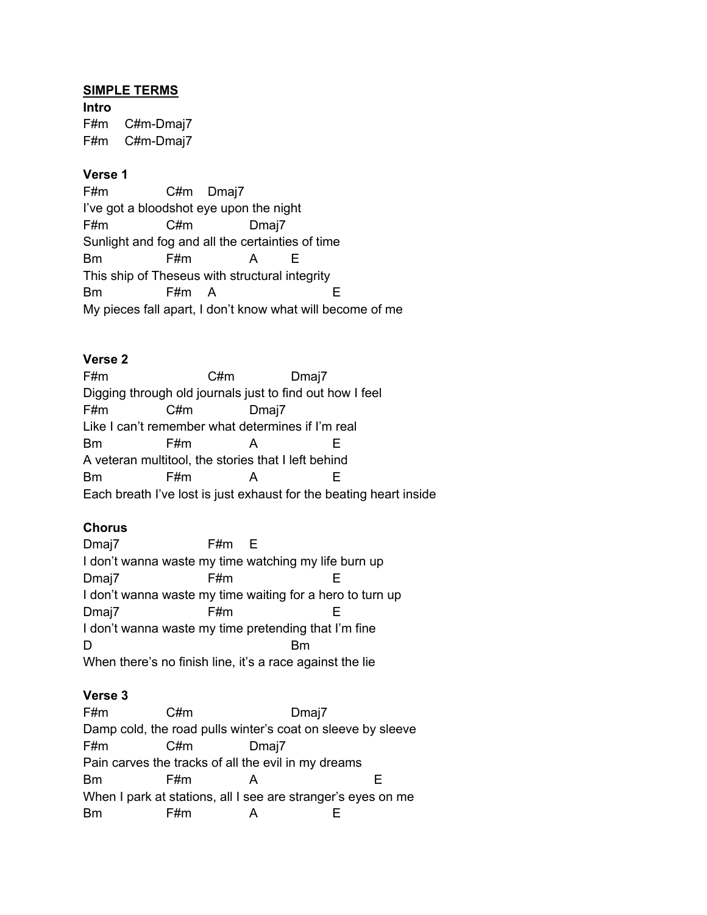**SIMPLE TERMS**

**Intro**

```
F#m    C#m-Dmaj7
F#m    C#m-Dmaj7
```

**Verse 1**

```
F#m              C#m    Dmaj7
I've got a bloodshot eye upon the night
F#m              C#m              Dmaj7
Sunlight and fog and all the certainties of time
Bm               F#m              A        E
This ship of Theseus with structural integrity
Bm               F#m    A                           E
My pieces fall apart, I don't know what will become of me
```

**Verse 2**

```
F#m                         C#m              Dmaj7
Digging through old journals just to find out how I feel
F#m              C#m              Dmaj7
Like I can't remember what determines if I'm real
Bm               F#m              A                 E
A veteran multitool, the stories that I left behind
Bm               F#m              A                 E
Each breath I've lost is just exhaust for the beating heart inside
```

**Chorus**

```
Dmaj7                   F#m    E
I don't wanna waste my time watching my life burn up
Dmaj7                   F#m                      E
I don't wanna waste my time waiting for a hero to turn up
Dmaj7                   F#m                      E
I don't wanna waste my time pretending that I'm fine
D                                         Bm
When there's no finish line, it's a race against the lie
```

**Verse 3**

```
F#m              C#m                      Dmaj7
Damp cold, the road pulls winter's coat on sleeve by sleeve
F#m              C#m              Dmaj7
Pain carves the tracks of all the evil in my dreams
Bm               F#m              A                          E
When I park at stations, all I see are stranger's eyes on me
Bm               F#m              A                 E
```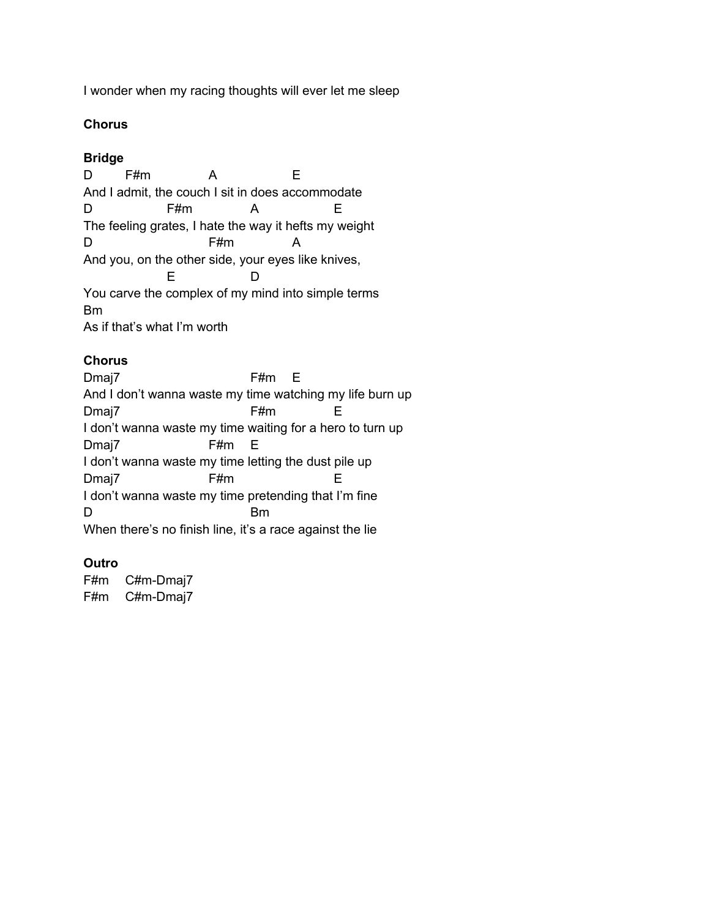I wonder when my racing thoughts will ever let me sleep

**Chorus**

**Bridge**

```
D         F#m               A                   E
And I admit, the couch I sit in does accommodate
D                    F#m              A                  E
The feeling grates, I hate the way it hefts my weight
D                             F#m               A
And you, on the other side, your eyes like knives,
                    E                  D
You carve the complex of my mind into simple terms
Bm
As if that's what I'm worth
```

**Chorus**

```
Dmaj7                                  F#m     E
And I don't wanna waste my time watching my life burn up
Dmaj7                                  F#m               E
I don't wanna waste my time waiting for a hero to turn up
Dmaj7                       F#m     E
I don't wanna waste my time letting the dust pile up
Dmaj7                       F#m                      E
I don't wanna waste my time pretending that I'm fine
D                                      Bm
When there's no finish line, it's a race against the lie
```

**Outro**

```
F#m     C#m-Dmaj7
F#m     C#m-Dmaj7
```